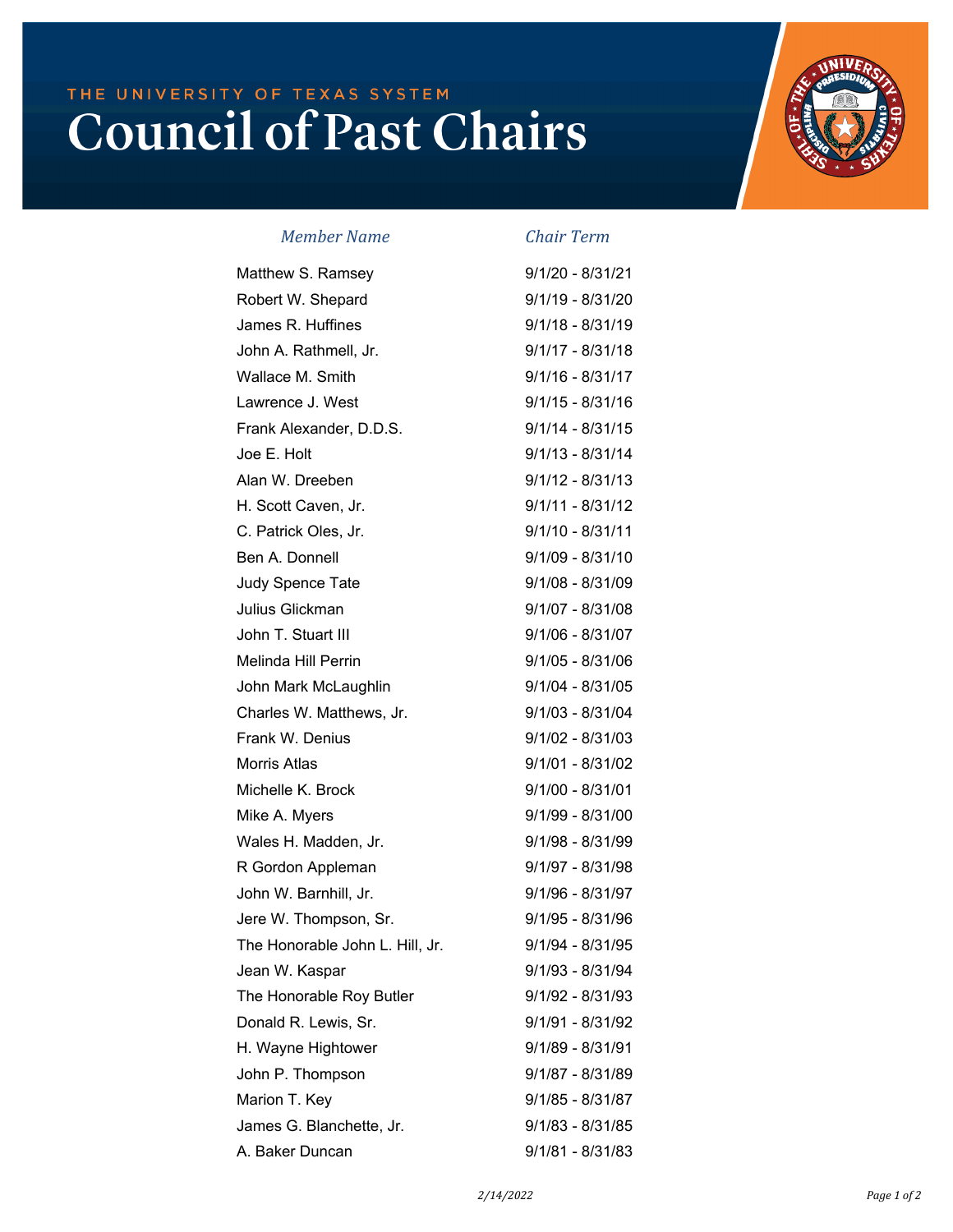THE UNIVERSITY OF TEXAS SYSTEM

# Council of Past Chairs

| *Member Name* | *Chair Term* |
|---|---|
| Matthew S. Ramsey | 9/1/20 - 8/31/21 |
| Robert W. Shepard | 9/1/19 - 8/31/20 |
| James R. Huffines | 9/1/18 - 8/31/19 |
| John A. Rathmell, Jr. | 9/1/17 - 8/31/18 |
| Wallace M. Smith | 9/1/16 - 8/31/17 |
| Lawrence J. West | 9/1/15 - 8/31/16 |
| Frank Alexander, D.D.S. | 9/1/14 - 8/31/15 |
| Joe E. Holt | 9/1/13 - 8/31/14 |
| Alan W. Dreeben | 9/1/12 - 8/31/13 |
| H. Scott Caven, Jr. | 9/1/11 - 8/31/12 |
| C. Patrick Oles, Jr. | 9/1/10 - 8/31/11 |
| Ben A. Donnell | 9/1/09 - 8/31/10 |
| Judy Spence Tate | 9/1/08 - 8/31/09 |
| Julius Glickman | 9/1/07 - 8/31/08 |
| John T. Stuart III | 9/1/06 - 8/31/07 |
| Melinda Hill Perrin | 9/1/05 - 8/31/06 |
| John Mark McLaughlin | 9/1/04 - 8/31/05 |
| Charles W. Matthews, Jr. | 9/1/03 - 8/31/04 |
| Frank W. Denius | 9/1/02 - 8/31/03 |
| Morris Atlas | 9/1/01 - 8/31/02 |
| Michelle K. Brock | 9/1/00 - 8/31/01 |
| Mike A. Myers | 9/1/99 - 8/31/00 |
| Wales H. Madden, Jr. | 9/1/98 - 8/31/99 |
| R Gordon Appleman | 9/1/97 - 8/31/98 |
| John W. Barnhill, Jr. | 9/1/96 - 8/31/97 |
| Jere W. Thompson, Sr. | 9/1/95 - 8/31/96 |
| The Honorable John L. Hill, Jr. | 9/1/94 - 8/31/95 |
| Jean W. Kaspar | 9/1/93 - 8/31/94 |
| The Honorable Roy Butler | 9/1/92 - 8/31/93 |
| Donald R. Lewis, Sr. | 9/1/91 - 8/31/92 |
| H. Wayne Hightower | 9/1/89 - 8/31/91 |
| John P. Thompson | 9/1/87 - 8/31/89 |
| Marion T. Key | 9/1/85 - 8/31/87 |
| James G. Blanchette, Jr. | 9/1/83 - 8/31/85 |
| A. Baker Duncan | 9/1/81 - 8/31/83 |

*2/14/2022*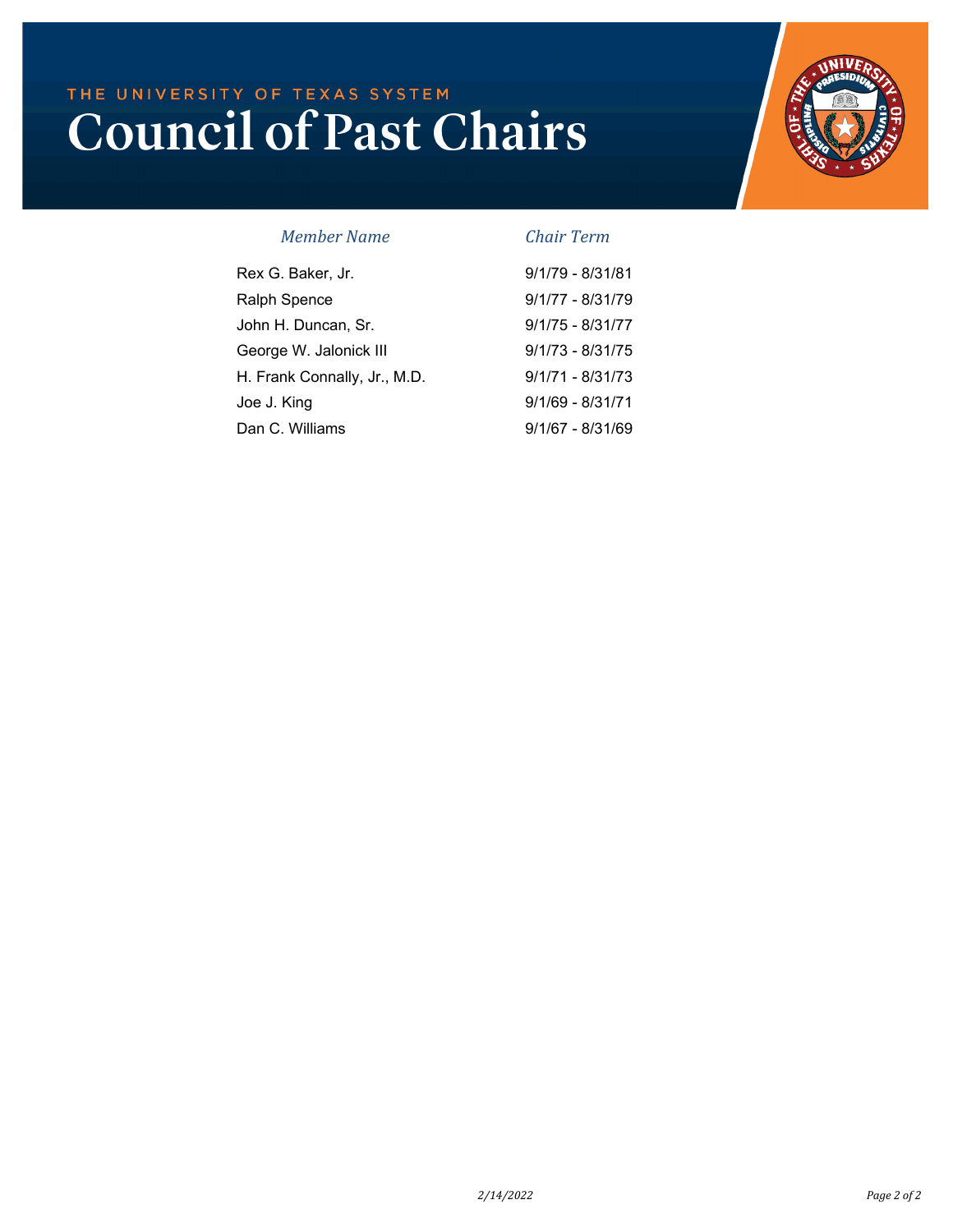THE UNIVERSITY OF TEXAS SYSTEM

# Council of Past Chairs

| *Member Name* | *Chair Term* |
|---|---|
| Rex G. Baker, Jr. | 9/1/79 - 8/31/81 |
| Ralph Spence | 9/1/77 - 8/31/79 |
| John H. Duncan, Sr. | 9/1/75 - 8/31/77 |
| George W. Jalonick III | 9/1/73 - 8/31/75 |
| H. Frank Connally, Jr., M.D. | 9/1/71 - 8/31/73 |
| Joe J. King | 9/1/69 - 8/31/71 |
| Dan C. Williams | 9/1/67 - 8/31/69 |

*2/14/2022*